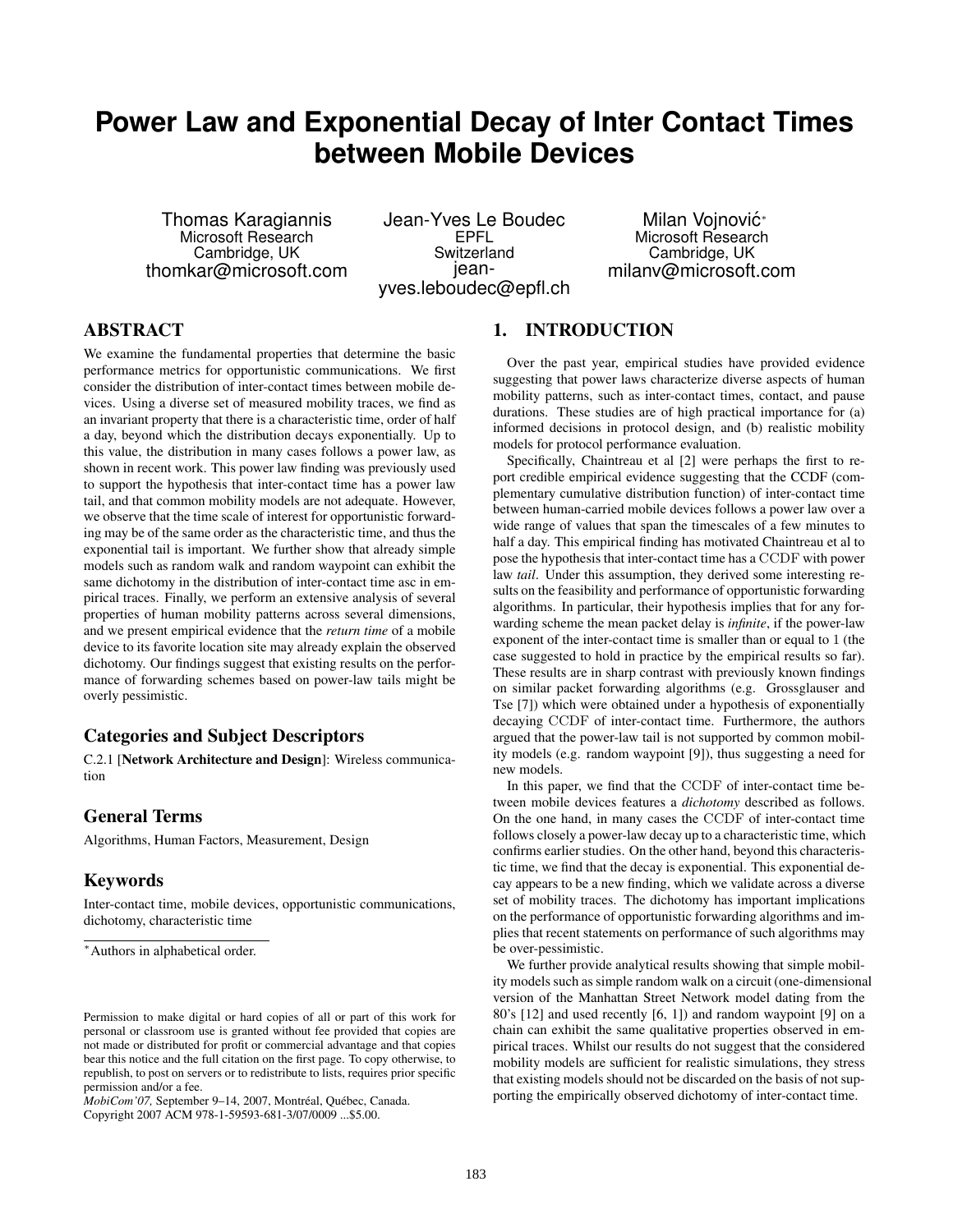# Power Law and Exponential Decay of Inter Contact Times between Mobile Devices

Thomas Karagiannis
Microsoft Research
Cambridge, UK
thomkar@microsoft.com

Jean-Yves Le Boudec
EPFL
Switzerland
jean-yves.leboudec@epfl.ch

Milan Vojnović*
Microsoft Research
Cambridge, UK
milanv@microsoft.com

## ABSTRACT

We examine the fundamental properties that determine the basic performance metrics for opportunistic communications. We first consider the distribution of inter-contact times between mobile devices. Using a diverse set of measured mobility traces, we find as an invariant property that there is a characteristic time, order of half a day, beyond which the distribution decays exponentially. Up to this value, the distribution in many cases follows a power law, as shown in recent work. This power law finding was previously used to support the hypothesis that inter-contact time has a power law tail, and that common mobility models are not adequate. However, we observe that the time scale of interest for opportunistic forwarding may be of the same order as the characteristic time, and thus the exponential tail is important. We further show that already simple models such as random walk and random waypoint can exhibit the same dichotomy in the distribution of inter-contact time asc in empirical traces. Finally, we perform an extensive analysis of several properties of human mobility patterns across several dimensions, and we present empirical evidence that the *return time* of a mobile device to its favorite location site may already explain the observed dichotomy. Our findings suggest that existing results on the performance of forwarding schemes based on power-law tails might be overly pessimistic.

### Categories and Subject Descriptors

C.2.1 [**Network Architecture and Design**]: Wireless communication

### General Terms

Algorithms, Human Factors, Measurement, Design

### Keywords

Inter-contact time, mobile devices, opportunistic communications, dichotomy, characteristic time

*Authors in alphabetical order.

Permission to make digital or hard copies of all or part of this work for personal or classroom use is granted without fee provided that copies are not made or distributed for profit or commercial advantage and that copies bear this notice and the full citation on the first page. To copy otherwise, to republish, to post on servers or to redistribute to lists, requires prior specific permission and/or a fee.
*MobiCom'07,* September 9–14, 2007, Montréal, Québec, Canada.
Copyright 2007 ACM 978-1-59593-681-3/07/0009 ...$5.00.

## 1. INTRODUCTION

Over the past year, empirical studies have provided evidence suggesting that power laws characterize diverse aspects of human mobility patterns, such as inter-contact times, contact, and pause durations. These studies are of high practical importance for (a) informed decisions in protocol design, and (b) realistic mobility models for protocol performance evaluation.

Specifically, Chaintreau et al [2] were perhaps the first to report credible empirical evidence suggesting that the CCDF (complementary cumulative distribution function) of inter-contact time between human-carried mobile devices follows a power law over a wide range of values that span the timescales of a few minutes to half a day. This empirical finding has motivated Chaintreau et al to pose the hypothesis that inter-contact time has a CCDF with power law *tail*. Under this assumption, they derived some interesting results on the feasibility and performance of opportunistic forwarding algorithms. In particular, their hypothesis implies that for any forwarding scheme the mean packet delay is *infinite*, if the power-law exponent of the inter-contact time is smaller than or equal to 1 (the case suggested to hold in practice by the empirical results so far). These results are in sharp contrast with previously known findings on similar packet forwarding algorithms (e.g. Grossglauser and Tse [7]) which were obtained under a hypothesis of exponentially decaying CCDF of inter-contact time. Furthermore, the authors argued that the power-law tail is not supported by common mobility models (e.g. random waypoint [9]), thus suggesting a need for new models.

In this paper, we find that the CCDF of inter-contact time between mobile devices features a *dichotomy* described as follows. On the one hand, in many cases the CCDF of inter-contact time follows closely a power-law decay up to a characteristic time, which confirms earlier studies. On the other hand, beyond this characteristic time, we find that the decay is exponential. This exponential decay appears to be a new finding, which we validate across a diverse set of mobility traces. The dichotomy has important implications on the performance of opportunistic forwarding algorithms and implies that recent statements on performance of such algorithms may be over-pessimistic.

We further provide analytical results showing that simple mobility models such as simple random walk on a circuit (one-dimensional version of the Manhattan Street Network model dating from the 80's [12] and used recently [6, 1]) and random waypoint [9] on a chain can exhibit the same qualitative properties observed in empirical traces. Whilst our results do not suggest that the considered mobility models are sufficient for realistic simulations, they stress that existing models should not be discarded on the basis of not supporting the empirically observed dichotomy of inter-contact time.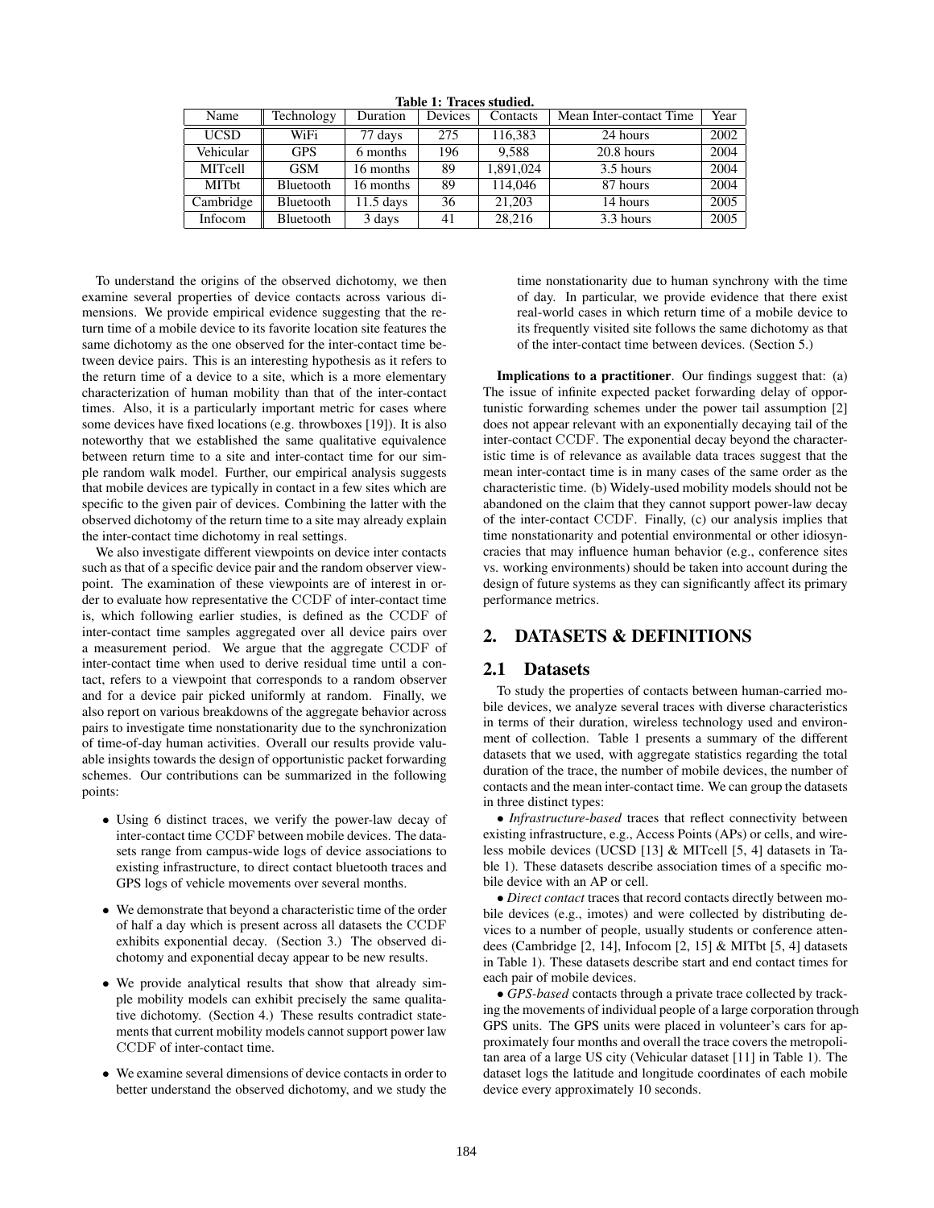**Table 1: Traces studied.**

| Name | Technology | Duration | Devices | Contacts | Mean Inter-contact Time | Year |
|---|---|---|---|---|---|---|
| UCSD | WiFi | 77 days | 275 | 116,383 | 24 hours | 2002 |
| Vehicular | GPS | 6 months | 196 | 9,588 | 20.8 hours | 2004 |
| MITcell | GSM | 16 months | 89 | 1,891,024 | 3.5 hours | 2004 |
| MITbt | Bluetooth | 16 months | 89 | 114,046 | 87 hours | 2004 |
| Cambridge | Bluetooth | 11.5 days | 36 | 21,203 | 14 hours | 2005 |
| Infocom | Bluetooth | 3 days | 41 | 28,216 | 3.3 hours | 2005 |

To understand the origins of the observed dichotomy, we then examine several properties of device contacts across various dimensions. We provide empirical evidence suggesting that the return time of a mobile device to its favorite location site features the same dichotomy as the one observed for the inter-contact time between device pairs. This is an interesting hypothesis as it refers to the return time of a device to a site, which is a more elementary characterization of human mobility than that of the inter-contact times. Also, it is a particularly important metric for cases where some devices have fixed locations (e.g. throwboxes [19]). It is also noteworthy that we established the same qualitative equivalence between return time to a site and inter-contact time for our simple random walk model. Further, our empirical analysis suggests that mobile devices are typically in contact in a few sites which are specific to the given pair of devices. Combining the latter with the observed dichotomy of the return time to a site may already explain the inter-contact time dichotomy in real settings.

We also investigate different viewpoints on device inter contacts such as that of a specific device pair and the random observer viewpoint. The examination of these viewpoints are of interest in order to evaluate how representative the CCDF of inter-contact time is, which following earlier studies, is defined as the CCDF of inter-contact time samples aggregated over all device pairs over a measurement period. We argue that the aggregate CCDF of inter-contact time when used to derive residual time until a contact, refers to a viewpoint that corresponds to a random observer and for a device pair picked uniformly at random. Finally, we also report on various breakdowns of the aggregate behavior across pairs to investigate time nonstationarity due to the synchronization of time-of-day human activities. Overall our results provide valuable insights towards the design of opportunistic packet forwarding schemes. Our contributions can be summarized in the following points:

- Using 6 distinct traces, we verify the power-law decay of inter-contact time CCDF between mobile devices. The datasets range from campus-wide logs of device associations to existing infrastructure, to direct contact bluetooth traces and GPS logs of vehicle movements over several months.
- We demonstrate that beyond a characteristic time of the order of half a day which is present across all datasets the CCDF exhibits exponential decay. (Section 3.) The observed dichotomy and exponential decay appear to be new results.
- We provide analytical results that show that already simple mobility models can exhibit precisely the same qualitative dichotomy. (Section 4.) These results contradict statements that current mobility models cannot support power law CCDF of inter-contact time.
- We examine several dimensions of device contacts in order to better understand the observed dichotomy, and we study the time nonstationarity due to human synchrony with the time of day. In particular, we provide evidence that there exist real-world cases in which return time of a mobile device to its frequently visited site follows the same dichotomy as that of the inter-contact time between devices. (Section 5.)

**Implications to a practitioner**. Our findings suggest that: (a) The issue of infinite expected packet forwarding delay of opportunistic forwarding schemes under the power tail assumption [2] does not appear relevant with an exponentially decaying tail of the inter-contact CCDF. The exponential decay beyond the characteristic time is of relevance as available data traces suggest that the mean inter-contact time is in many cases of the same order as the characteristic time. (b) Widely-used mobility models should not be abandoned on the claim that they cannot support power-law decay of the inter-contact CCDF. Finally, (c) our analysis implies that time nonstationarity and potential environmental or other idiosyncracies that may influence human behavior (e.g., conference sites vs. working environments) should be taken into account during the design of future systems as they can significantly affect its primary performance metrics.

## 2. DATASETS & DEFINITIONS

### 2.1 Datasets

To study the properties of contacts between human-carried mobile devices, we analyze several traces with diverse characteristics in terms of their duration, wireless technology used and environment of collection. Table 1 presents a summary of the different datasets that we used, with aggregate statistics regarding the total duration of the trace, the number of mobile devices, the number of contacts and the mean inter-contact time. We can group the datasets in three distinct types:

• *Infrastructure-based* traces that reflect connectivity between existing infrastructure, e.g., Access Points (APs) or cells, and wireless mobile devices (UCSD [13] & MITcell [5, 4] datasets in Table 1). These datasets describe association times of a specific mobile device with an AP or cell.

• *Direct contact* traces that record contacts directly between mobile devices (e.g., imotes) and were collected by distributing devices to a number of people, usually students or conference attendees (Cambridge [2, 14], Infocom [2, 15] & MITbt [5, 4] datasets in Table 1). These datasets describe start and end contact times for each pair of mobile devices.

• *GPS-based* contacts through a private trace collected by tracking the movements of individual people of a large corporation through GPS units. The GPS units were placed in volunteer's cars for approximately four months and overall the trace covers the metropolitan area of a large US city (Vehicular dataset [11] in Table 1). The dataset logs the latitude and longitude coordinates of each mobile device every approximately 10 seconds.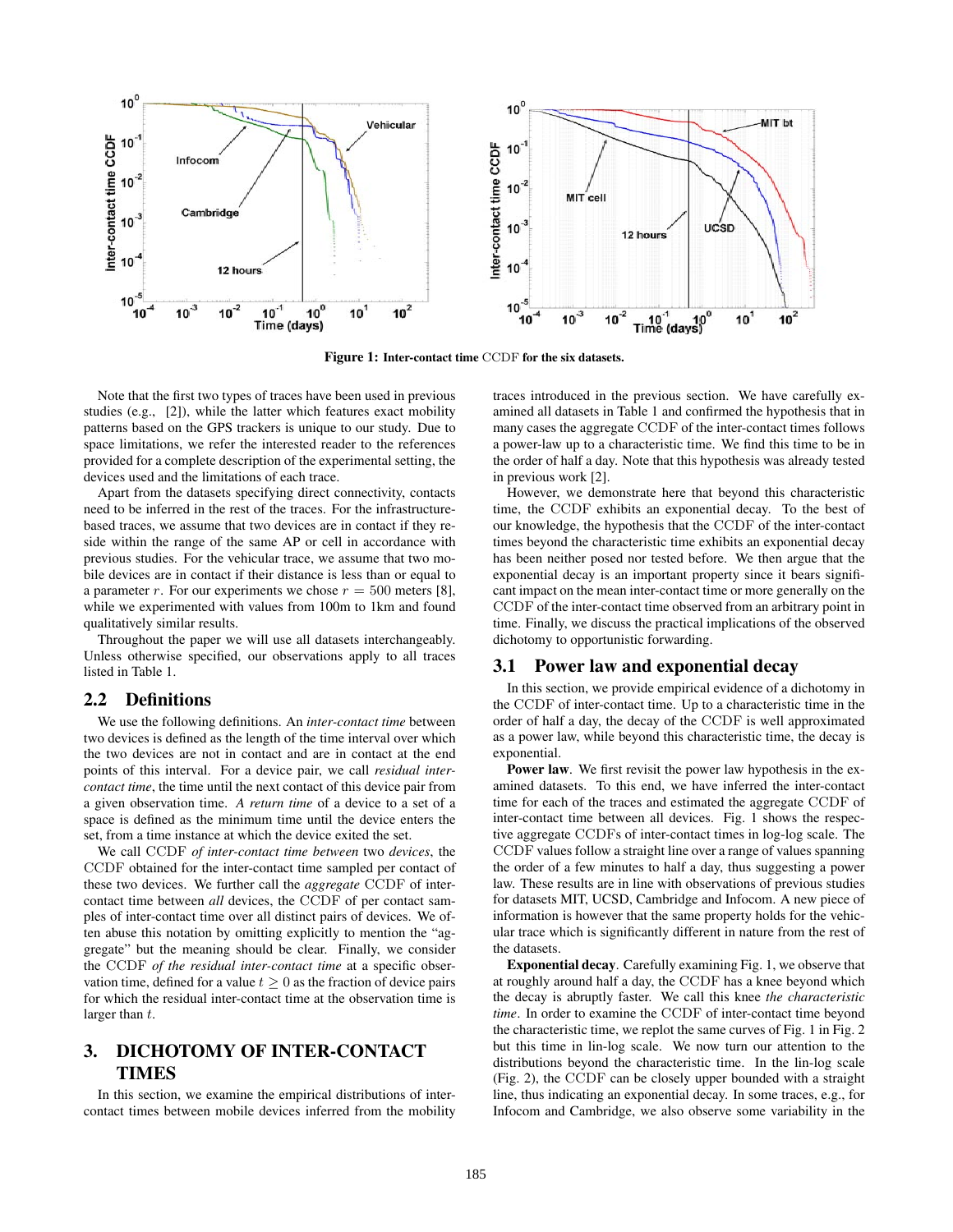10^0

10^-1

10^-2

10^-3

10^-4

10^-5

Inter-contact time CCDF

Infocom

Cambridge

12 hours

Vehicular

10^-4 10^-3 10^-2 10^-1 10^0 10^1 10^2

Time (days)

10^0

10^-1

10^-2

10^-3

10^-4

10^-5

Inter-contact time CCDF

MIT cell

12 hours

MIT bt

UCSD

10^-4 10^-3 10^-2 10^-1 10^0 10^1 10^2

Time (days)

**Figure 1: Inter-contact time CCDF for the six datasets.**

Note that the first two types of traces have been used in previous studies (e.g., [2]), while the latter which features exact mobility patterns based on the GPS trackers is unique to our study. Due to space limitations, we refer the interested reader to the references provided for a complete description of the experimental setting, the devices used and the limitations of each trace.

Apart from the datasets specifying direct connectivity, contacts need to be inferred in the rest of the traces. For the infrastructure-based traces, we assume that two devices are in contact if they reside within the range of the same AP or cell in accordance with previous studies. For the vehicular trace, we assume that two mobile devices are in contact if their distance is less than or equal to a parameter $r$. For our experiments we chose $r = 500$ meters [8], while we experimented with values from 100m to 1km and found qualitatively similar results.

Throughout the paper we will use all datasets interchangeably. Unless otherwise specified, our observations apply to all traces listed in Table 1.

## 2.2 Definitions

We use the following definitions. An *inter-contact time* between two devices is defined as the length of the time interval over which the two devices are not in contact and are in contact at the end points of this interval. For a device pair, we call *residual inter-contact time*, the time until the next contact of this device pair from a given observation time. *A return time* of a device to a set of a space is defined as the minimum time until the device enters the set, from a time instance at which the device exited the set.

We call CCDF *of inter-contact time between* two *devices*, the CCDF obtained for the inter-contact time sampled per contact of these two devices. We further call the *aggregate* CCDF of inter-contact time between *all* devices, the CCDF of per contact samples of inter-contact time over all distinct pairs of devices. We often abuse this notation by omitting explicitly to mention the "aggregate" but the meaning should be clear. Finally, we consider the CCDF *of the residual inter-contact time* at a specific observation time, defined for a value $t \geq 0$ as the fraction of device pairs for which the residual inter-contact time at the observation time is larger than $t$.

# 3. DICHOTOMY OF INTER-CONTACT TIMES

In this section, we examine the empirical distributions of inter-contact times between mobile devices inferred from the mobility traces introduced in the previous section. We have carefully examined all datasets in Table 1 and confirmed the hypothesis that in many cases the aggregate CCDF of the inter-contact times follows a power-law up to a characteristic time. We find this time to be in the order of half a day. Note that this hypothesis was already tested in previous work [2].

However, we demonstrate here that beyond this characteristic time, the CCDF exhibits an exponential decay. To the best of our knowledge, the hypothesis that the CCDF of the inter-contact times beyond the characteristic time exhibits an exponential decay has been neither posed nor tested before. We then argue that the exponential decay is an important property since it bears significant impact on the mean inter-contact time or more generally on the CCDF of the inter-contact time observed from an arbitrary point in time. Finally, we discuss the practical implications of the observed dichotomy to opportunistic forwarding.

## 3.1 Power law and exponential decay

In this section, we provide empirical evidence of a dichotomy in the CCDF of inter-contact time. Up to a characteristic time in the order of half a day, the decay of the CCDF is well approximated as a power law, while beyond this characteristic time, the decay is exponential.

**Power law**. We first revisit the power law hypothesis in the examined datasets. To this end, we have inferred the inter-contact time for each of the traces and estimated the aggregate CCDF of inter-contact time between all devices. Fig. 1 shows the respective aggregate CCDFs of inter-contact times in log-log scale. The CCDF values follow a straight line over a range of values spanning the order of a few minutes to half a day, thus suggesting a power law. These results are in line with observations of previous studies for datasets MIT, UCSD, Cambridge and Infocom. A new piece of information is however that the same property holds for the vehicular trace which is significantly different in nature from the rest of the datasets.

**Exponential decay**. Carefully examining Fig. 1, we observe that at roughly around half a day, the CCDF has a knee beyond which the decay is abruptly faster. We call this knee *the characteristic time*. In order to examine the CCDF of inter-contact time beyond the characteristic time, we replot the same curves of Fig. 1 in Fig. 2 but this time in lin-log scale. We now turn our attention to the distributions beyond the characteristic time. In the lin-log scale (Fig. 2), the CCDF can be closely upper bounded with a straight line, thus indicating an exponential decay. In some traces, e.g., for Infocom and Cambridge, we also observe some variability in the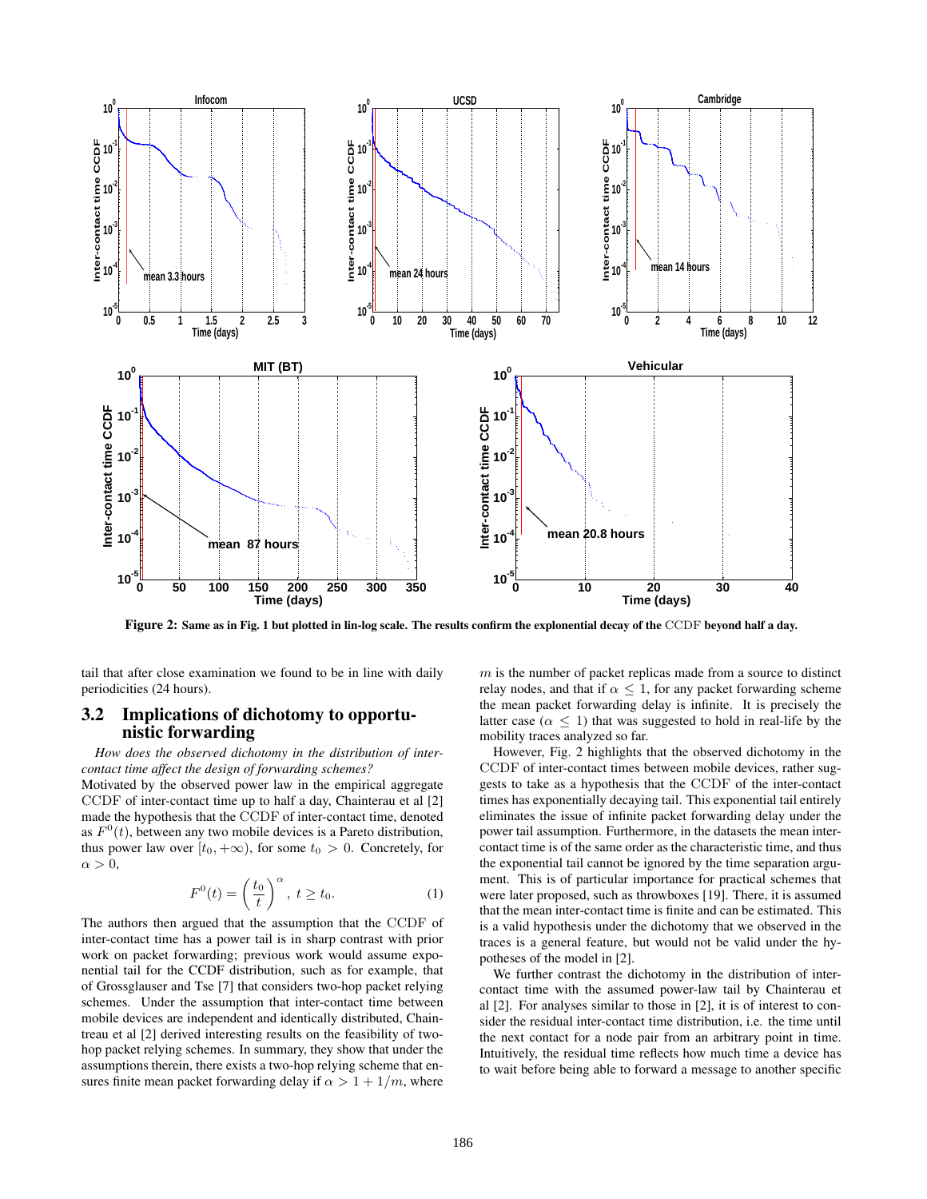Figure 2: Same as in Fig. 1 but plotted in lin-log scale. The results confirm the explonential decay of the CCDF beyond half a day.

tail that after close examination we found to be in line with daily periodicities (24 hours).

### 3.2 Implications of dichotomy to opportunistic forwarding

*How does the observed dichotomy in the distribution of inter-contact time affect the design of forwarding schemes?*

Motivated by the observed power law in the empirical aggregate CCDF of inter-contact time up to half a day, Chainteau et al [2] made the hypothesis that the CCDF of inter-contact time, denoted as $F^0(t)$, between any two mobile devices is a Pareto distribution, thus power law over $[t_0, +\infty)$, for some $t_0 > 0$. Concretely, for $\alpha > 0$,

$$F^0(t) = \left(\frac{t_0}{t}\right)^\alpha, \; t \geq t_0. \quad (1)$$

The authors then argued that the assumption that the CCDF of inter-contact time has a power tail is in sharp contrast with prior work on packet forwarding; previous work would assume exponential tail for the CCDF distribution, such as for example, that of Grossglauser and Tse [7] that considers two-hop packet relying schemes. Under the assumption that inter-contact time between mobile devices are independent and identically distributed, Chaintreau et al [2] derived interesting results on the feasibility of two-hop packet relying schemes. In summary, they show that under the assumptions therein, there exists a two-hop relying scheme that ensures finite mean packet forwarding delay if $\alpha > 1 + 1/m$, where $m$ is the number of packet replicas made from a source to distinct relay nodes, and that if $\alpha \leq 1$, for any packet forwarding scheme the mean packet forwarding delay is infinite. It is precisely the latter case ($\alpha \leq 1$) that was suggested to hold in real-life by the mobility traces analyzed so far.

However, Fig. 2 highlights that the observed dichotomy in the CCDF of inter-contact times between mobile devices, rather suggests to take as a hypothesis that the CCDF of the inter-contact times has exponentially decaying tail. This exponential tail entirely eliminates the issue of infinite packet forwarding delay under the power tail assumption. Furthermore, in the datasets the mean inter-contact time is of the same order as the characteristic time, and thus the exponential tail cannot be ignored by the time separation argument. This is of particular importance for practical schemes that were later proposed, such as throwboxes [19]. There, it is assumed that the mean inter-contact time is finite and can be estimated. This is a valid hypothesis under the dichotomy that we observed in the traces is a general feature, but would not be valid under the hypotheses of the model in [2].

We further contrast the dichotomy in the distribution of inter-contact time with the assumed power-law tail by Chainterau et al [2]. For analyses similar to those in [2], it is of interest to consider the residual inter-contact time distribution, i.e. the time until the next contact for a node pair from an arbitrary point in time. Intuitively, the residual time reflects how much time a device has to wait before being able to forward a message to another specific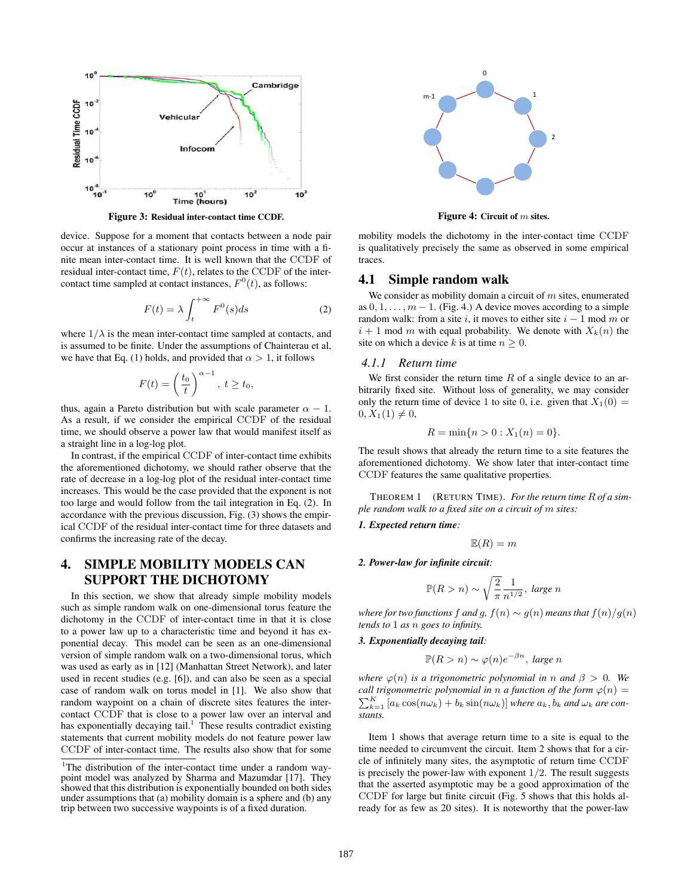Figure 3: Residual inter-contact time CCDF.

Figure 4: Circuit of $m$ sites.

device. Suppose for a moment that contacts between a node pair occur at instances of a stationary point process in time with a finite mean inter-contact time. It is well known that the CCDF of residual inter-contact time, $F(t)$, relates to the CCDF of the inter-contact time sampled at contact instances, $F^0(t)$, as follows:

$$F(t) = \lambda \int_t^{+\infty} F^0(s)ds \tag{2}$$

where $1/\lambda$ is the mean inter-contact time sampled at contacts, and is assumed to be finite. Under the assumptions of Chainterau et al, we have that Eq. (1) holds, and provided that $\alpha > 1$, it follows

$$F(t) = \left(\frac{t_0}{t}\right)^{\alpha-1}, \; t \geq t_0,$$

thus, again a Pareto distribution but with scale parameter $\alpha - 1$. As a result, if we consider the empirical CCDF of the residual time, we should observe a power law that would manifest itself as a straight line in a log-log plot.

In contrast, if the empirical CCDF of inter-contact time exhibits the aforementioned dichotomy, we should rather observe that the rate of decrease in a log-log plot of the residual inter-contact time increases. This would be the case provided that the exponent is not too large and would follow from the tail integration in Eq. (2). In accordance with the previous discussion, Fig. (3) shows the empirical CCDF of the residual inter-contact time for three datasets and confirms the increasing rate of the decay.

# 4. SIMPLE MOBILITY MODELS CAN SUPPORT THE DICHOTOMY

In this section, we show that already simple mobility models such as simple random walk on one-dimensional torus feature the dichotomy in the CCDF of inter-contact time in that it is close to a power law up to a characteristic time and beyond it has exponential decay. This model can be seen as an one-dimensional version of simple random walk on a two-dimensional torus, which was used as early as in [12] (Manhattan Street Network), and later used in recent studies (e.g. [6]), and can also be seen as a special case of random walk on torus model in [1]. We also show that random waypoint on a chain of discrete sites features the inter-contact CCDF that is close to a power law over an interval and has exponentially decaying tail.[1] These results contradict existing statements that current mobility models do not feature power law CCDF of inter-contact time. The results also show that for some mobility models the dichotomy in the inter-contact time CCDF is qualitatively precisely the same as observed in some empirical traces.

## 4.1 Simple random walk

We consider as mobility domain a circuit of $m$ sites, enumerated as $0, 1, \ldots, m-1$. (Fig. 4.) A device moves according to a simple random walk: from a site $i$, it moves to either site $i-1$ mod $m$ or $i+1$ mod $m$ with equal probability. We denote with $X_k(n)$ the site on which a device $k$ is at time $n \geq 0$.

### 4.1.1 Return time

We first consider the return time $R$ of a single device to an arbitrarily fixed site. Without loss of generality, we may consider only the return time of device 1 to site 0, i.e. given that $X_1(0) = 0, X_1(1) \neq 0$,

$$R = \min\{n > 0 : X_1(n) = 0\}.$$

The result shows that already the return time to a site features the aforementioned dichotomy. We show later that inter-contact time CCDF features the same qualitative properties.

THEOREM 1 (RETURN TIME). *For the return time $R$ of a simple random walk to a fixed site on a circuit of $m$ sites:*

***1. Expected return time**:*

$$\mathbb{E}(R) = m$$

***2. Power-law for infinite circuit**:*

$$\mathbb{P}(R > n) \sim \sqrt{\frac{2}{\pi}} \frac{1}{n^{1/2}}, \; large\; n$$

*where for two functions $f$ and $g$, $f(n) \sim g(n)$ means that $f(n)/g(n)$ tends to 1 as $n$ goes to infinity.*

***3. Exponentially decaying tail**:*

$$\mathbb{P}(R > n) \sim \varphi(n)e^{-\beta n}, \; large\; n$$

*where $\varphi(n)$ is a trigonometric polynomial in $n$ and $\beta > 0$. We call trigonometric polynomial in $n$ a function of the form $\varphi(n) = \sum_{k=1}^{K} [a_k \cos(n\omega_k) + b_k \sin(n\omega_k)]$ where $a_k, b_k$ and $\omega_k$ are constants.*

Item 1 shows that average return time to a site is equal to the time needed to circumvent the circuit. Item 2 shows that for a circle of infinitely many sites, the asymptotic of return time CCDF is precisely the power-law with exponent $1/2$. The result suggests that the asserted asymptotic may be a good approximation of the CCDF for large but finite circuit (Fig. 5 shows that this holds already for as few as 20 sites). It is noteworthy that the power-law

[1] The distribution of the inter-contact time under a random waypoint model was analyzed by Sharma and Mazumdar [17]. They showed that this distribution is exponentially bounded on both sides under assumptions that (a) mobility domain is a sphere and (b) any trip between two successive waypoints is of a fixed duration.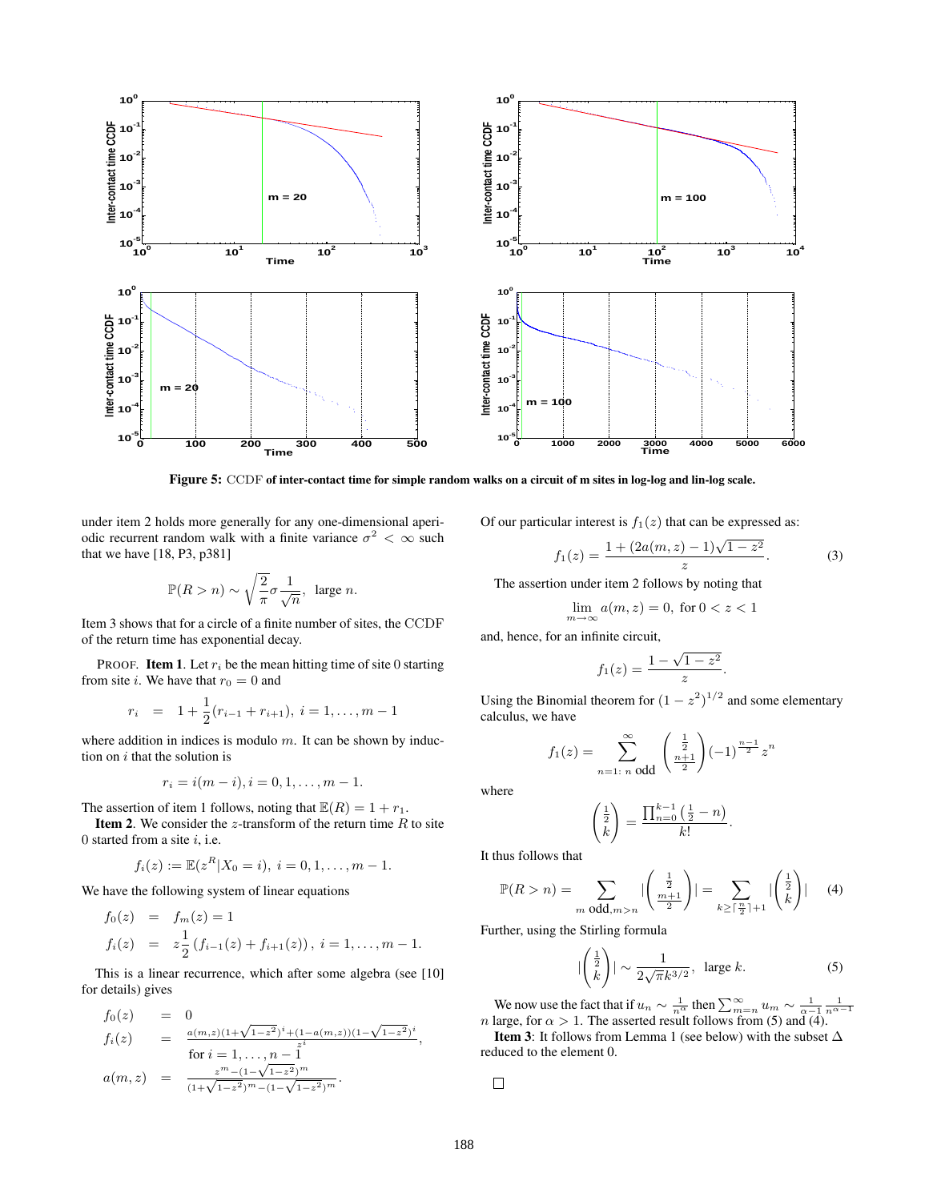**Figure 5:** CCDF **of inter-contact time for simple random walks on a circuit of m sites in log-log and lin-log scale.**

under item 2 holds more generally for any one-dimensional aperiodic recurrent random walk with a finite variance $\sigma^2 < \infty$ such that we have [18, P3, p381]

$$\mathbb{P}(R > n) \sim \sqrt{\frac{2}{\pi}}\sigma\frac{1}{\sqrt{n}}, \text{ large } n.$$

Item 3 shows that for a circle of a finite number of sites, the CCDF of the return time has exponential decay.

PROOF. **Item 1**. Let $r_i$ be the mean hitting time of site 0 starting from site $i$. We have that $r_0 = 0$ and

$$r_i = 1 + \frac{1}{2}(r_{i-1} + r_{i+1}),\ i = 1, \ldots, m-1$$

where addition in indices is modulo $m$. It can be shown by induction on $i$ that the solution is

$$r_i = i(m-i), i = 0, 1, \ldots, m-1.$$

The assertion of item 1 follows, noting that $\mathbb{E}(R) = 1 + r_1$.

**Item 2**. We consider the $z$-transform of the return time $R$ to site 0 started from a site $i$, i.e.

$$f_i(z) := \mathbb{E}(z^R | X_0 = i),\ i = 0, 1, \ldots, m-1.$$

We have the following system of linear equations

$$\begin{aligned} f_0(z) &= f_m(z) = 1 \\ f_i(z) &= z\frac{1}{2}\left(f_{i-1}(z) + f_{i+1}(z)\right),\ i = 1, \ldots, m-1. \end{aligned}$$

This is a linear recurrence, which after some algebra (see [10] for details) gives

$$\begin{aligned} f_0(z) &= 0 \\ f_i(z) &= \frac{a(m,z)(1+\sqrt{1-z^2})^i + (1-a(m,z))(1-\sqrt{1-z^2})^i}{z^i}, \\ & \quad \text{for } i = 1, \ldots, n-1 \\ a(m,z) &= \frac{z^m - (1-\sqrt{1-z^2})^m}{(1+\sqrt{1-z^2})^m - (1-\sqrt{1-z^2})^m}. \end{aligned}$$

Of our particular interest is $f_1(z)$ that can be expressed as:

$$f_1(z) = \frac{1 + (2a(m,z) - 1)\sqrt{1-z^2}}{z}. \tag{3}$$

The assertion under item 2 follows by noting that

$$\lim_{m\to\infty} a(m,z) = 0, \text{ for } 0 < z < 1$$

and, hence, for an infinite circuit,

$$f_1(z) = \frac{1 - \sqrt{1-z^2}}{z}.$$

Using the Binomial theorem for $(1-z^2)^{1/2}$ and some elementary calculus, we have

$$f_1(z) = \sum_{n=1:\ n \text{ odd}}^{\infty} \binom{\frac{1}{2}}{\frac{n+1}{2}} (-1)^{\frac{n-1}{2}} z^n$$

where

$$\binom{\frac{1}{2}}{k} = \frac{\prod_{n=0}^{k-1}\left(\frac{1}{2} - n\right)}{k!}.$$

It thus follows that

$$\mathbb{P}(R > n) = \sum_{m \text{ odd}, m>n} \left|\binom{\frac{1}{2}}{\frac{m+1}{2}}\right| = \sum_{k \geq \lceil \frac{n}{2} \rceil + 1} \left|\binom{\frac{1}{2}}{k}\right| \tag{4}$$

Further, using the Stirling formula

$$\left|\binom{\frac{1}{2}}{k}\right| \sim \frac{1}{2\sqrt{\pi}k^{3/2}}, \text{ large } k. \tag{5}$$

We now use the fact that if $u_n \sim \frac{1}{n^\alpha}$ then $\sum_{m=n}^{\infty} u_m \sim \frac{1}{\alpha-1}\frac{1}{n^{\alpha-1}}$ $n$ large, for $\alpha > 1$. The asserted result follows from (5) and (4).

**Item 3**: It follows from Lemma 1 (see below) with the subset $\Delta$ reduced to the element 0.

□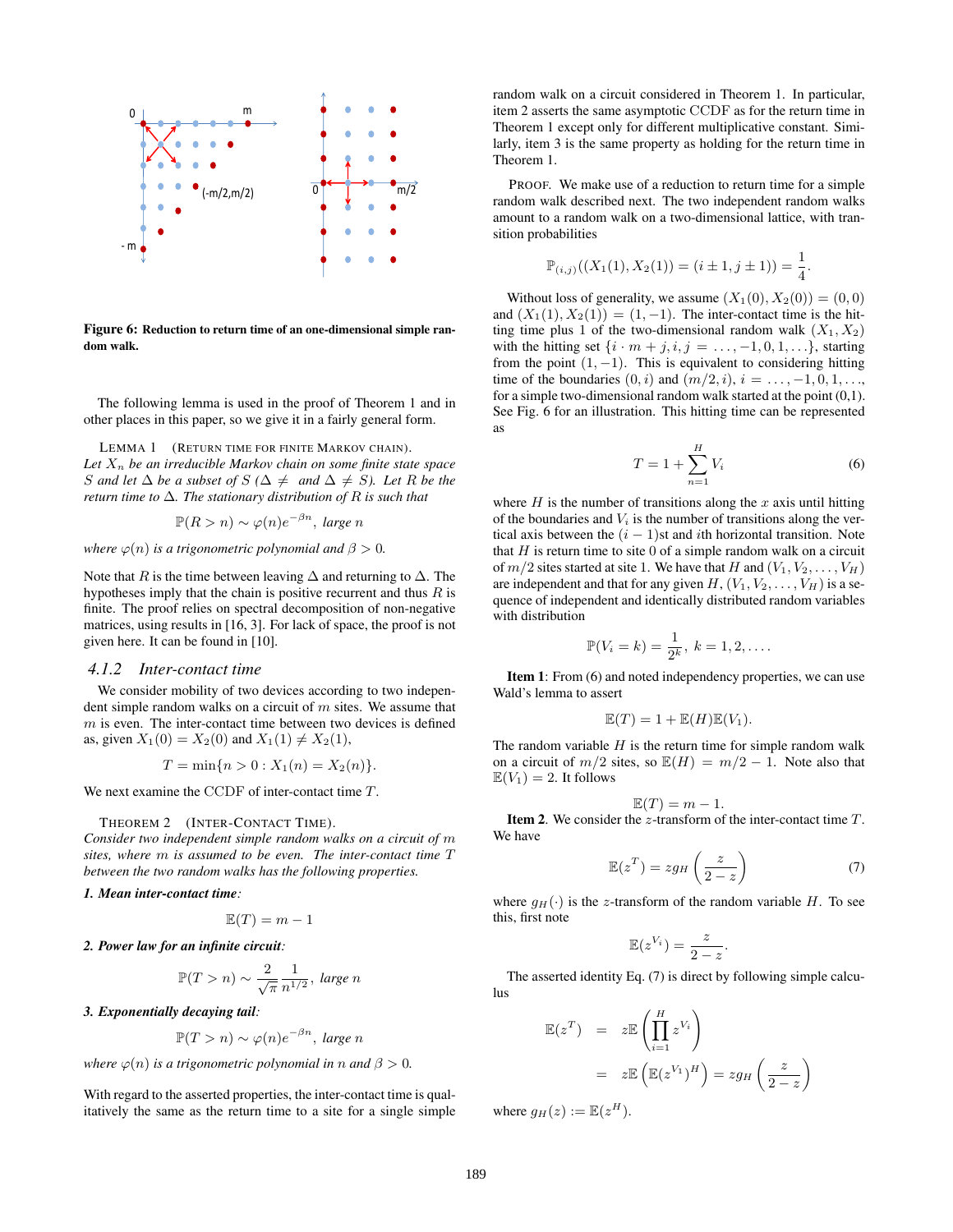Figure 6: Reduction to return time of an one-dimensional simple random walk.

The following lemma is used in the proof of Theorem 1 and in other places in this paper, so we give it in a fairly general form.

LEMMA 1 (RETURN TIME FOR FINITE MARKOV CHAIN). *Let $X_n$ be an irreducible Markov chain on some finite state space $S$ and let $\Delta$ be a subset of $S$ ($\Delta \neq$ and $\Delta \neq S$). Let $R$ be the return time to $\Delta$. The stationary distribution of $R$ is such that*

$$\mathbb{P}(R > n) \sim \varphi(n)e^{-\beta n}, \text{ large } n$$

*where $\varphi(n)$ is a trigonometric polynomial and $\beta > 0$.*

Note that $R$ is the time between leaving $\Delta$ and returning to $\Delta$. The hypotheses imply that the chain is positive recurrent and thus $R$ is finite. The proof relies on spectral decomposition of non-negative matrices, using results in [16, 3]. For lack of space, the proof is not given here. It can be found in [10].

### 4.1.2 Inter-contact time

We consider mobility of two devices according to two independent simple random walks on a circuit of $m$ sites. We assume that $m$ is even. The inter-contact time between two devices is defined as, given $X_1(0) = X_2(0)$ and $X_1(1) \neq X_2(1)$,

$$T = \min\{n > 0 : X_1(n) = X_2(n)\}.$$

We next examine the CCDF of inter-contact time $T$.

THEOREM 2 (INTER-CONTACT TIME). *Consider two independent simple random walks on a circuit of $m$ sites, where $m$ is assumed to be even. The inter-contact time $T$ between the two random walks has the following properties.*

***1. Mean inter-contact time**:*

$$\mathbb{E}(T) = m - 1$$

***2. Power law for an infinite circuit**:*

$$\mathbb{P}(T > n) \sim \frac{2}{\sqrt{\pi}} \frac{1}{n^{1/2}}, \text{ large } n$$

***3. Exponentially decaying tail**:*

$$\mathbb{P}(T > n) \sim \varphi(n)e^{-\beta n}, \text{ large } n$$

*where $\varphi(n)$ is a trigonometric polynomial in $n$ and $\beta > 0$.*

With regard to the asserted properties, the inter-contact time is qualitatively the same as the return time to a site for a single simple random walk on a circuit considered in Theorem 1. In particular, item 2 asserts the same asymptotic CCDF as for the return time in Theorem 1 except only for different multiplicative constant. Similarly, item 3 is the same property as holding for the return time in Theorem 1.

PROOF. We make use of a reduction to return time for a simple random walk described next. The two independent random walks amount to a random walk on a two-dimensional lattice, with transition probabilities

$$\mathbb{P}_{(i,j)}((X_1(1), X_2(1)) = (i \pm 1, j \pm 1)) = \frac{1}{4}.$$

Without loss of generality, we assume $(X_1(0), X_2(0)) = (0, 0)$ and $(X_1(1), X_2(1)) = (1, -1)$. The inter-contact time is the hitting time plus 1 of the two-dimensional random walk $(X_1, X_2)$ with the hitting set $\{i \cdot m + j, i, j = \ldots, -1, 0, 1, \ldots\}$, starting from the point $(1, -1)$. This is equivalent to considering hitting time of the boundaries $(0, i)$ and $(m/2, i)$, $i = \ldots, -1, 0, 1, \ldots$, for a simple two-dimensional random walk started at the point (0,1). See Fig. 6 for an illustration. This hitting time can be represented as

$$T = 1 + \sum_{n=1}^{H} V_i \tag{6}$$

where $H$ is the number of transitions along the $x$ axis until hitting of the boundaries and $V_i$ is the number of transitions along the vertical axis between the $(i-1)$st and $i$th horizontal transition. Note that $H$ is return time to site 0 of a simple random walk on a circuit of $m/2$ sites started at site 1. We have that $H$ and $(V_1, V_2, \ldots, V_H)$ are independent and that for any given $H$, $(V_1, V_2, \ldots, V_H)$ is a sequence of independent and identically distributed random variables with distribution

$$\mathbb{P}(V_i = k) = \frac{1}{2^k}, \ k = 1, 2, \ldots.$$

**Item 1**: From (6) and noted independency properties, we can use Wald's lemma to assert

$$\mathbb{E}(T) = 1 + \mathbb{E}(H)\mathbb{E}(V_1).$$

The random variable $H$ is the return time for simple random walk on a circuit of $m/2$ sites, so $\mathbb{E}(H) = m/2 - 1$. Note also that $\mathbb{E}(V_1) = 2$. It follows

$$\mathbb{E}(T) = m - 1.$$

**Item 2**. We consider the $z$-transform of the inter-contact time $T$. We have

$$\mathbb{E}(z^T) = z g_H\left(\frac{z}{2-z}\right) \tag{7}$$

where $g_H(\cdot)$ is the $z$-transform of the random variable $H$. To see this, first note

$$\mathbb{E}(z^{V_i}) = \frac{z}{2-z}.$$

The asserted identity Eq. (7) is direct by following simple calculus

$$\begin{aligned}
\mathbb{E}(z^T) &= z\mathbb{E}\left(\prod_{i=1}^{H} z^{V_i}\right) \\
&= z\mathbb{E}\left(\mathbb{E}(z^{V_1})^H\right) = z g_H\left(\frac{z}{2-z}\right)
\end{aligned}$$

where $g_H(z) := \mathbb{E}(z^H)$.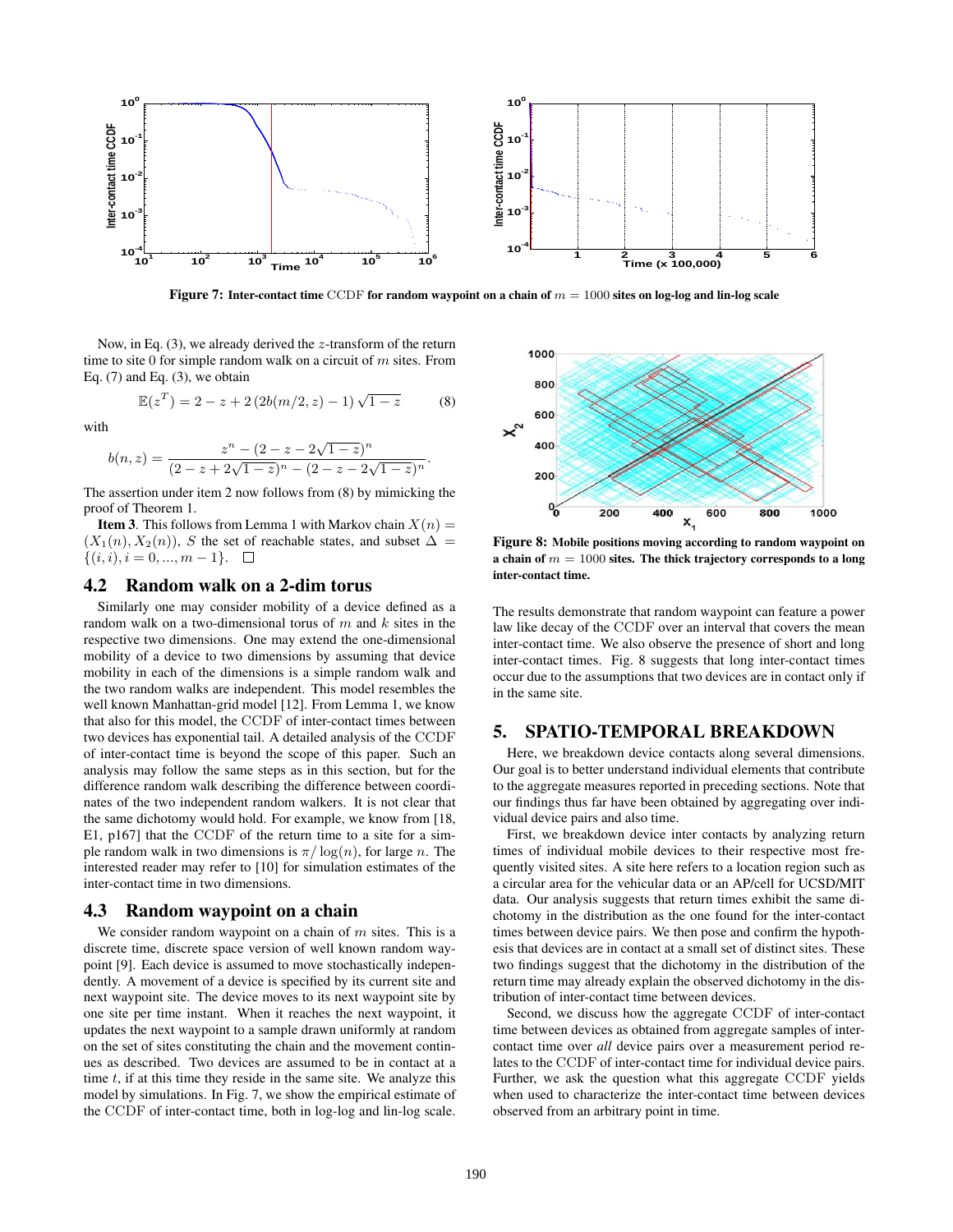Figure 7: Inter-contact time CCDF for random waypoint on a chain of $m = 1000$ sites on log-log and lin-log scale

Now, in Eq. (3), we already derived the $z$-transform of the return time to site 0 for simple random walk on a circuit of $m$ sites. From Eq. (7) and Eq. (3), we obtain

$$\mathbb{E}(z^T) = 2 - z + 2\left(2b(m/2, z) - 1\right)\sqrt{1-z} \qquad (8)$$

with

$$b(n, z) = \frac{z^n - (2 - z - 2\sqrt{1-z})^n}{(2 - z + 2\sqrt{1-z})^n - (2 - z - 2\sqrt{1-z})^n}.$$

The assertion under item 2 now follows from (8) by mimicking the proof of Theorem 1.

**Item 3**. This follows from Lemma 1 with Markov chain $X(n) = (X_1(n), X_2(n))$, $S$ the set of reachable states, and subset $\Delta = \{(i, i), i = 0, ..., m-1\}$. $\square$

## 4.2 Random walk on a 2-dim torus

Similarly one may consider mobility of a device defined as a random walk on a two-dimensional torus of $m$ and $k$ sites in the respective two dimensions. One may extend the one-dimensional mobility of a device to two dimensions by assuming that device mobility in each of the dimensions is a simple random walk and the two random walks are independent. This model resembles the well known Manhattan-grid model [12]. From Lemma 1, we know that also for this model, the CCDF of inter-contact times between two devices has exponential tail. A detailed analysis of the CCDF of inter-contact time is beyond the scope of this paper. Such an analysis may follow the same steps as in this section, but for the difference random walk describing the difference between coordinates of the two independent random walkers. It is not clear that the same dichotomy would hold. For example, we know from [18, E1, p167] that the CCDF of the return time to a site for a simple random walk in two dimensions is $\pi/\log(n)$, for large $n$. The interested reader may refer to [10] for simulation estimates of the inter-contact time in two dimensions.

## 4.3 Random waypoint on a chain

We consider random waypoint on a chain of $m$ sites. This is a discrete time, discrete space version of well known random waypoint [9]. Each device is assumed to move stochastically independently. A movement of a device is specified by its current site and next waypoint site. The device moves to its next waypoint site by one site per time instant. When it reaches the next waypoint, it updates the next waypoint to a sample drawn uniformly at random on the set of sites constituting the chain and the movement continues as described. Two devices are assumed to be in contact at a time $t$, if at this time they reside in the same site. We analyze this model by simulations. In Fig. 7, we show the empirical estimate of the CCDF of inter-contact time, both in log-log and lin-log scale.

Figure 8: Mobile positions moving according to random waypoint on a chain of $m = 1000$ sites. The thick trajectory corresponds to a long inter-contact time.

The results demonstrate that random waypoint can feature a power law like decay of the CCDF over an interval that covers the mean inter-contact time. We also observe the presence of short and long inter-contact times. Fig. 8 suggests that long inter-contact times occur due to the assumptions that two devices are in contact only if in the same site.

## 5. SPATIO-TEMPORAL BREAKDOWN

Here, we breakdown device contacts along several dimensions. Our goal is to better understand individual elements that contribute to the aggregate measures reported in preceding sections. Note that our findings thus far have been obtained by aggregating over individual device pairs and also time.

First, we breakdown device inter contacts by analyzing return times of individual mobile devices to their respective most frequently visited sites. A site here refers to a location region such as a circular area for the vehicular data or an AP/cell for UCSD/MIT data. Our analysis suggests that return times exhibit the same dichotomy in the distribution as the one found for the inter-contact times between device pairs. We then pose and confirm the hypothesis that devices are in contact at a small set of distinct sites. These two findings suggest that the dichotomy in the distribution of the return time may already explain the observed dichotomy in the distribution of inter-contact time between devices.

Second, we discuss how the aggregate CCDF of inter-contact time between devices as obtained from aggregate samples of inter-contact time over *all* device pairs over a measurement period relates to the CCDF of inter-contact time for individual device pairs. Further, we ask the question what this aggregate CCDF yields when used to characterize the inter-contact time between devices observed from an arbitrary point in time.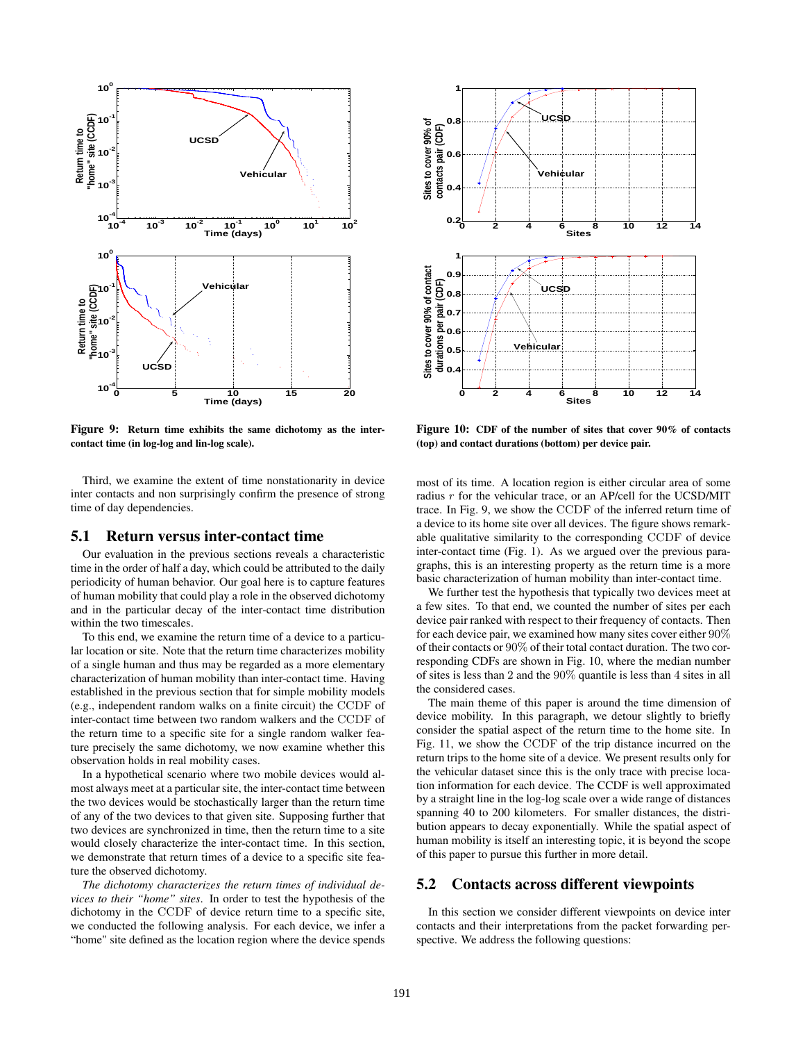Figure 9: Return time exhibits the same dichotomy as the inter-contact time (in log-log and lin-log scale).

Figure 10: CDF of the number of sites that cover 90% of contacts (top) and contact durations (bottom) per device pair.

Third, we examine the extent of time nonstationarity in device inter contacts and non surprisingly confirm the presence of strong time of day dependencies.

## 5.1 Return versus inter-contact time

Our evaluation in the previous sections reveals a characteristic time in the order of half a day, which could be attributed to the daily periodicity of human behavior. Our goal here is to capture features of human mobility that could play a role in the observed dichotomy and in the particular decay of the inter-contact time distribution within the two timescales.

To this end, we examine the return time of a device to a particular location or site. Note that the return time characterizes mobility of a single human and thus may be regarded as a more elementary characterization of human mobility than inter-contact time. Having established in the previous section that for simple mobility models (e.g., independent random walks on a finite circuit) the CCDF of inter-contact time between two random walkers and the CCDF of the return time to a specific site for a single random walker feature precisely the same dichotomy, we now examine whether this observation holds in real mobility cases.

In a hypothetical scenario where two mobile devices would almost always meet at a particular site, the inter-contact time between the two devices would be stochastically larger than the return time of any of the two devices to that given site. Supposing further that two devices are synchronized in time, then the return time to a site would closely characterize the inter-contact time. In this section, we demonstrate that return times of a device to a specific site feature the observed dichotomy.

*The dichotomy characterizes the return times of individual devices to their "home" sites.* In order to test the hypothesis of the dichotomy in the CCDF of device return time to a specific site, we conducted the following analysis. For each device, we infer a "home" site defined as the location region where the device spends most of its time. A location region is either circular area of some radius $r$ for the vehicular trace, or an AP/cell for the UCSD/MIT trace. In Fig. 9, we show the CCDF of the inferred return time of a device to its home site over all devices. The figure shows remarkable qualitative similarity to the corresponding CCDF of device inter-contact time (Fig. 1). As we argued over the previous paragraphs, this is an interesting property as the return time is a more basic characterization of human mobility than inter-contact time.

We further test the hypothesis that typically two devices meet at a few sites. To that end, we counted the number of sites per each device pair ranked with respect to their frequency of contacts. Then for each device pair, we examined how many sites cover either 90% of their contacts or 90% of their total contact duration. The two corresponding CDFs are shown in Fig. 10, where the median number of sites is less than 2 and the 90% quantile is less than 4 sites in all the considered cases.

The main theme of this paper is around the time dimension of device mobility. In this paragraph, we detour slightly to briefly consider the spatial aspect of the return time to the home site. In Fig. 11, we show the CCDF of the trip distance incurred on the return trips to the home site of a device. We present results only for the vehicular dataset since this is the only trace with precise location information for each device. The CCDF is well approximated by a straight line in the log-log scale over a wide range of distances spanning 40 to 200 kilometers. For smaller distances, the distribution appears to decay exponentially. While the spatial aspect of human mobility is itself an interesting topic, it is beyond the scope of this paper to pursue this further in more detail.

## 5.2 Contacts across different viewpoints

In this section we consider different viewpoints on device inter contacts and their interpretations from the packet forwarding perspective. We address the following questions: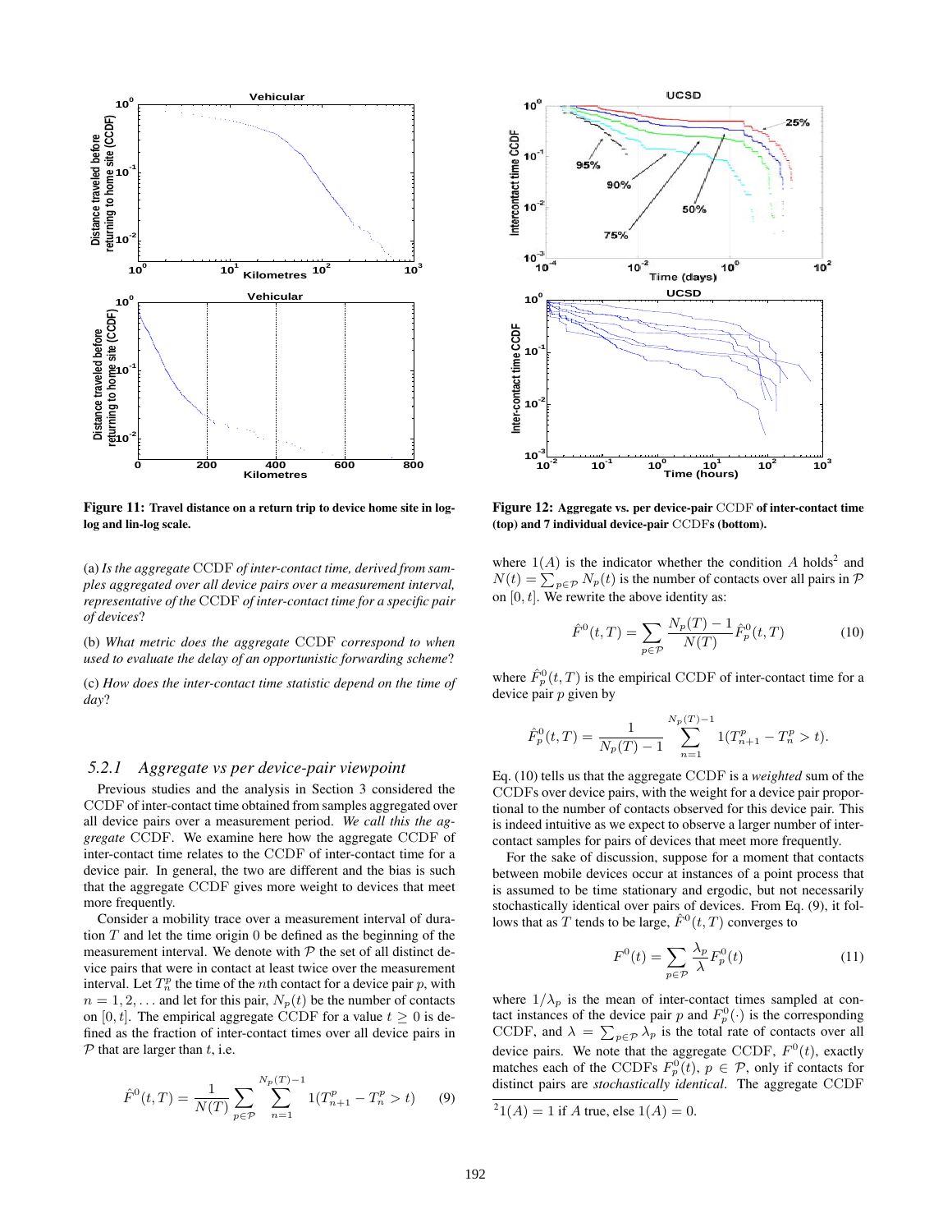**Figure 11:** Travel distance on a return trip to device home site in log-log and lin-log scale.

**Figure 12:** Aggregate vs. per device-pair CCDF of inter-contact time (top) and 7 individual device-pair CCDFs (bottom).

(a) *Is the aggregate* CCDF *of inter-contact time, derived from samples aggregated over all device pairs over a measurement interval, representative of the* CCDF *of inter-contact time for a specific pair of devices*?

(b) *What metric does the aggregate* CCDF *correspond to when used to evaluate the delay of an opportunistic forwarding scheme*?

(c) *How does the inter-contact time statistic depend on the time of day*?

### 5.2.1 Aggregate vs per device-pair viewpoint

Previous studies and the analysis in Section 3 considered the CCDF of inter-contact time obtained from samples aggregated over all device pairs over a measurement period. *We call this the aggregate* CCDF. We examine here how the aggregate CCDF of inter-contact time relates to the CCDF of inter-contact time for a device pair. In general, the two are different and the bias is such that the aggregate CCDF gives more weight to devices that meet more frequently.

Consider a mobility trace over a measurement interval of duration $T$ and let the time origin 0 be defined as the beginning of the measurement interval. We denote with $\mathcal{P}$ the set of all distinct device pairs that were in contact at least twice over the measurement interval. Let $T_n^p$ the time of the $n$th contact for a device pair $p$, with $n = 1, 2, \ldots$ and let for this pair, $N_p(t)$ be the number of contacts on $[0, t]$. The empirical aggregate CCDF for a value $t \geq 0$ is defined as the fraction of inter-contact times over all device pairs in $\mathcal{P}$ that are larger than $t$, i.e.

$$\hat{F}^0(t, T) = \frac{1}{N(T)} \sum_{p \in \mathcal{P}} \sum_{n=1}^{N_p(T)-1} 1(T_{n+1}^p - T_n^p > t) \quad (9)$$

where $1(A)$ is the indicator whether the condition $A$ holds[2] and $N(t) = \sum_{p \in \mathcal{P}} N_p(t)$ is the number of contacts over all pairs in $\mathcal{P}$ on $[0, t]$. We rewrite the above identity as:

$$\hat{F}^0(t, T) = \sum_{p \in \mathcal{P}} \frac{N_p(T) - 1}{N(T)} \hat{F}_p^0(t, T) \quad (10)$$

where $\hat{F}_p^0(t, T)$ is the empirical CCDF of inter-contact time for a device pair $p$ given by

$$\hat{F}_p^0(t, T) = \frac{1}{N_p(T) - 1} \sum_{n=1}^{N_p(T)-1} 1(T_{n+1}^p - T_n^p > t).$$

Eq. (10) tells us that the aggregate CCDF is a *weighted* sum of the CCDFs over device pairs, with the weight for a device pair proportional to the number of contacts observed for this device pair. This is indeed intuitive as we expect to observe a larger number of inter-contact samples for pairs of devices that meet more frequently.

For the sake of discussion, suppose for a moment that contacts between mobile devices occur at instances of a point process that is assumed to be time stationary and ergodic, but not necessarily stochastically identical over pairs of devices. From Eq. (9), it follows that as $T$ tends to be large, $\hat{F}^0(t, T)$ converges to

$$F^0(t) = \sum_{p \in \mathcal{P}} \frac{\lambda_p}{\lambda} F_p^0(t) \quad (11)$$

where $1/\lambda_p$ is the mean of inter-contact times sampled at contact instances of the device pair $p$ and $F_p^0(\cdot)$ is the corresponding CCDF, and $\lambda = \sum_{p \in \mathcal{P}} \lambda_p$ is the total rate of contacts over all device pairs. We note that the aggregate CCDF, $F^0(t)$, exactly matches each of the CCDFs $F_p^0(t)$, $p \in \mathcal{P}$, only if contacts for distinct pairs are *stochastically identical*. The aggregate CCDF

[2] $1(A) = 1$ if $A$ true, else $1(A) = 0$.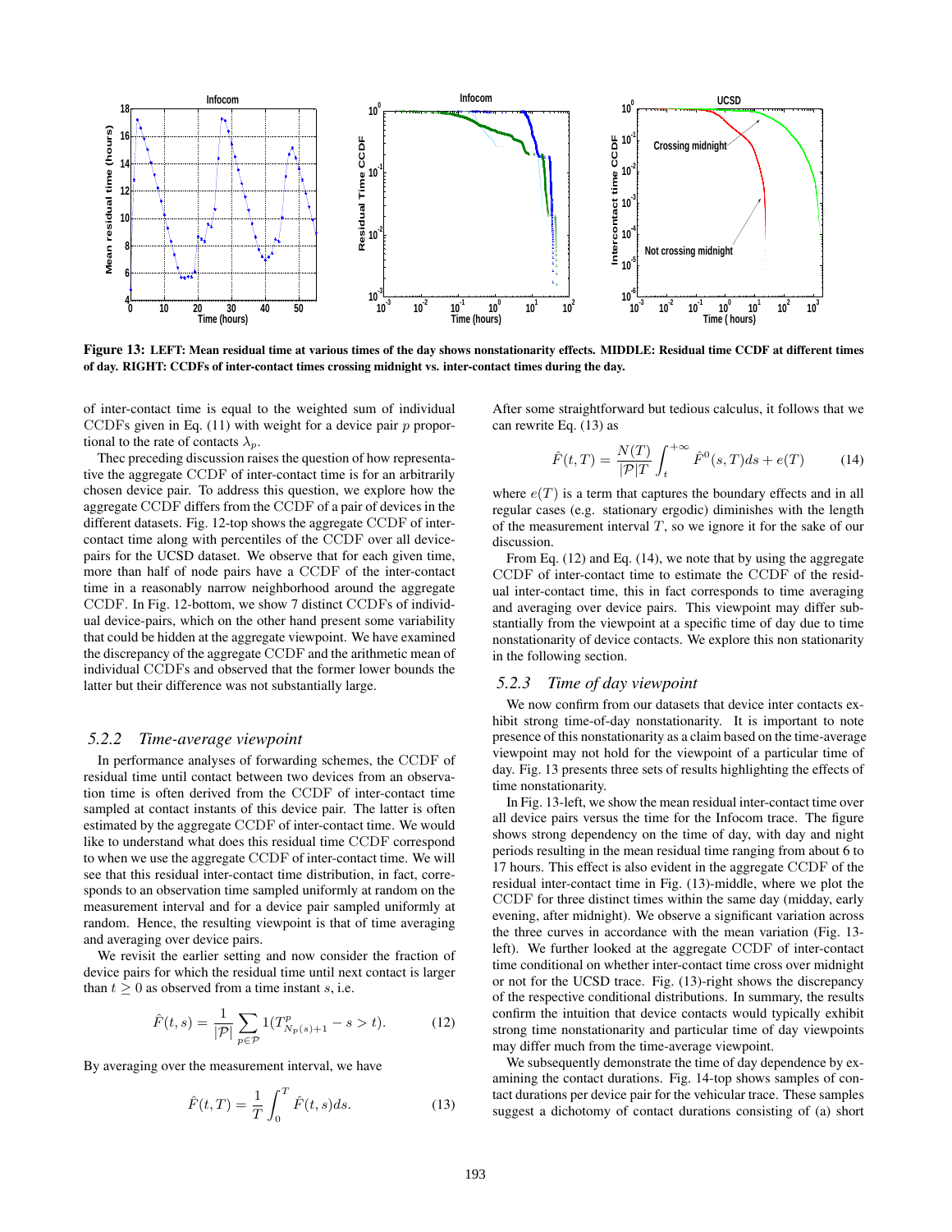**Figure 13: LEFT: Mean residual time at various times of the day shows nonstationarity effects. MIDDLE: Residual time CCDF at different times of day. RIGHT: CCDFs of inter-contact times crossing midnight vs. inter-contact times during the day.**

of inter-contact time is equal to the weighted sum of individual CCDFs given in Eq. (11) with weight for a device pair $p$ proportional to the rate of contacts $\lambda_p$.

Thec preceding discussion raises the question of how representative the aggregate CCDF of inter-contact time is for an arbitrarily chosen device pair. To address this question, we explore how the aggregate CCDF differs from the CCDF of a pair of devices in the different datasets. Fig. 12-top shows the aggregate CCDF of inter-contact time along with percentiles of the CCDF over all device-pairs for the UCSD dataset. We observe that for each given time, more than half of node pairs have a CCDF of the inter-contact time in a reasonably narrow neighborhood around the aggregate CCDF. In Fig. 12-bottom, we show 7 distinct CCDFs of individual device-pairs, which on the other hand present some variability that could be hidden at the aggregate viewpoint. We have examined the discrepancy of the aggregate CCDF and the arithmetic mean of individual CCDFs and observed that the former lower bounds the latter but their difference was not substantially large.

### *5.2.2 Time-average viewpoint*

In performance analyses of forwarding schemes, the CCDF of residual time until contact between two devices from an observation time is often derived from the CCDF of inter-contact time sampled at contact instants of this device pair. The latter is often estimated by the aggregate CCDF of inter-contact time. We would like to understand what does this residual time CCDF correspond to when we use the aggregate CCDF of inter-contact time. We will see that this residual inter-contact time distribution, in fact, corresponds to an observation time sampled uniformly at random on the measurement interval and for a device pair sampled uniformly at random. Hence, the resulting viewpoint is that of time averaging and averaging over device pairs.

We revisit the earlier setting and now consider the fraction of device pairs for which the residual time until next contact is larger than $t \geq 0$ as observed from a time instant $s$, i.e.

$$\hat{F}(t, s) = \frac{1}{|\mathcal{P}|} \sum_{p \in \mathcal{P}} 1(T^p_{N_p(s)+1} - s > t). \qquad (12)$$

By averaging over the measurement interval, we have

$$\hat{F}(t, T) = \frac{1}{T} \int_0^T \hat{F}(t, s) ds. \qquad (13)$$

After some straightforward but tedious calculus, it follows that we can rewrite Eq. (13) as

$$\hat{F}(t, T) = \frac{N(T)}{|\mathcal{P}|T} \int_t^{+\infty} \hat{F}^0(s, T) ds + e(T) \qquad (14)$$

where $e(T)$ is a term that captures the boundary effects and in all regular cases (e.g. stationary ergodic) diminishes with the length of the measurement interval $T$, so we ignore it for the sake of our discussion.

From Eq. (12) and Eq. (14), we note that by using the aggregate CCDF of inter-contact time to estimate the CCDF of the residual inter-contact time, this in fact corresponds to time averaging and averaging over device pairs. This viewpoint may differ substantially from the viewpoint at a specific time of day due to time nonstationarity of device contacts. We explore this non stationarity in the following section.

### *5.2.3 Time of day viewpoint*

We now confirm from our datasets that device inter contacts exhibit strong time-of-day nonstationarity. It is important to note presence of this nonstationarity as a claim based on the time-average viewpoint may not hold for the viewpoint of a particular time of day. Fig. 13 presents three sets of results highlighting the effects of time nonstationarity.

In Fig. 13-left, we show the mean residual inter-contact time over all device pairs versus the time for the Infocom trace. The figure shows strong dependency on the time of day, with day and night periods resulting in the mean residual time ranging from about 6 to 17 hours. This effect is also evident in the aggregate CCDF of the residual inter-contact time in Fig. (13)-middle, where we plot the CCDF for three distinct times within the same day (midday, early evening, after midnight). We observe a significant variation across the three curves in accordance with the mean variation (Fig. 13-left). We further looked at the aggregate CCDF of inter-contact time conditional on whether inter-contact time cross over midnight or not for the UCSD trace. Fig. (13)-right shows the discrepancy of the respective conditional distributions. In summary, the results confirm the intuition that device contacts would typically exhibit strong time nonstationarity and particular time of day viewpoints may differ much from the time-average viewpoint.

We subsequently demonstrate the time of day dependence by examining the contact durations. Fig. 14-top shows samples of contact durations per device pair for the vehicular trace. These samples suggest a dichotomy of contact durations consisting of (a) short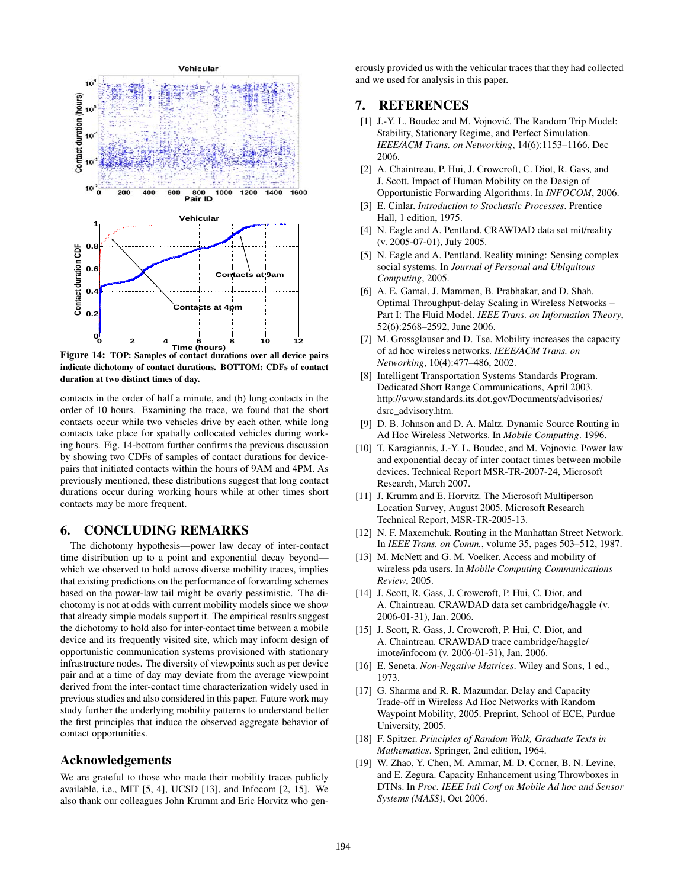Vehicular

Contact duration (hours)

$10^{1}$

$10^{0}$

$10^{-1}$

$10^{-2}$

$10^{-3}$

0 200 400 600 800 1000 1200 1400 1600

Pair ID

Vehicular

Contact duration CDF

1

0.8

0.6

0.4

0.2

0

0 2 4 6 8 10 12

Time (hours)

Contacts at 9am

Contacts at 4pm

**Figure 14: TOP: Samples of contact durations over all device pairs indicate dichotomy of contact durations. BOTTOM: CDFs of contact duration at two distinct times of day.**

contacts in the order of half a minute, and (b) long contacts in the order of 10 hours. Examining the trace, we found that the short contacts occur while two vehicles drive by each other, while long contacts take place for spatially collocated vehicles during working hours. Fig. 14-bottom further confirms the previous discussion by showing two CDFs of samples of contact durations for device-pairs that initiated contacts within the hours of 9AM and 4PM. As previously mentioned, these distributions suggest that long contact durations occur during working hours while at other times short contacts may be more frequent.

## 6. CONCLUDING REMARKS

The dichotomy hypothesis—power law decay of inter-contact time distribution up to a point and exponential decay beyond—which we observed to hold across diverse mobility traces, implies that existing predictions on the performance of forwarding schemes based on the power-law tail might be overly pessimistic. The dichotomy is not at odds with current mobility models since we show that already simple models support it. The empirical results suggest the dichotomy to hold also for inter-contact time between a mobile device and its frequently visited site, which may inform design of opportunistic communication systems provisioned with stationary infrastructure nodes. The diversity of viewpoints such as per device pair and at a time of day may deviate from the average viewpoint derived from the inter-contact time characterization widely used in previous studies and also considered in this paper. Future work may study further the underlying mobility patterns to understand better the first principles that induce the observed aggregate behavior of contact opportunities.

## Acknowledgements

We are grateful to those who made their mobility traces publicly available, i.e., MIT [5, 4], UCSD [13], and Infocom [2, 15]. We also thank our colleagues John Krumm and Eric Horvitz who generously provided us with the vehicular traces that they had collected and we used for analysis in this paper.

## 7. REFERENCES

[1] J.-Y. L. Boudec and M. Vojnović. The Random Trip Model: Stability, Stationary Regime, and Perfect Simulation. *IEEE/ACM Trans. on Networking*, 14(6):1153–1166, Dec 2006.

[2] A. Chaintreau, P. Hui, J. Crowcroft, C. Diot, R. Gass, and J. Scott. Impact of Human Mobility on the Design of Opportunistic Forwarding Algorithms. In *INFOCOM*, 2006.

[3] E. Cinlar. *Introduction to Stochastic Processes*. Prentice Hall, 1 edition, 1975.

[4] N. Eagle and A. Pentland. CRAWDAD data set mit/reality (v. 2005-07-01), July 2005.

[5] N. Eagle and A. Pentland. Reality mining: Sensing complex social systems. In *Journal of Personal and Ubiquitous Computing*, 2005.

[6] A. E. Gamal, J. Mammen, B. Prabhakar, and D. Shah. Optimal Throughput-delay Scaling in Wireless Networks – Part I: The Fluid Model. *IEEE Trans. on Information Theory*, 52(6):2568–2592, June 2006.

[7] M. Grossglauser and D. Tse. Mobility increases the capacity of ad hoc wireless networks. *IEEE/ACM Trans. on Networking*, 10(4):477–486, 2002.

[8] Intelligent Transportation Systems Standards Program. Dedicated Short Range Communications, April 2003. http://www.standards.its.dot.gov/Documents/advisories/dsrc_advisory.htm.

[9] D. B. Johnson and D. A. Maltz. Dynamic Source Routing in Ad Hoc Wireless Networks. In *Mobile Computing*. 1996.

[10] T. Karagiannis, J.-Y. L. Boudec, and M. Vojnovic. Power law and exponential decay of inter contact times between mobile devices. Technical Report MSR-TR-2007-24, Microsoft Research, March 2007.

[11] J. Krumm and E. Horvitz. The Microsoft Multiperson Location Survey, August 2005. Microsoft Research Technical Report, MSR-TR-2005-13.

[12] N. F. Maxemchuk. Routing in the Manhattan Street Network. In *IEEE Trans. on Comm.*, volume 35, pages 503–512, 1987.

[13] M. McNett and G. M. Voelker. Access and mobility of wireless pda users. In *Mobile Computing Communications Review*, 2005.

[14] J. Scott, R. Gass, J. Crowcroft, P. Hui, C. Diot, and A. Chaintreau. CRAWDAD data set cambridge/haggle (v. 2006-01-31), Jan. 2006.

[15] J. Scott, R. Gass, J. Crowcroft, P. Hui, C. Diot, and A. Chaintreau. CRAWDAD trace cambridge/haggle/imote/infocom (v. 2006-01-31), Jan. 2006.

[16] E. Seneta. *Non-Negative Matrices*. Wiley and Sons, 1 ed., 1973.

[17] G. Sharma and R. R. Mazumdar. Delay and Capacity Trade-off in Wireless Ad Hoc Networks with Random Waypoint Mobility, 2005. Preprint, School of ECE, Purdue University, 2005.

[18] F. Spitzer. *Principles of Random Walk, Graduate Texts in Mathematics*. Springer, 2nd edition, 1964.

[19] W. Zhao, Y. Chen, M. Ammar, M. D. Corner, B. N. Levine, and E. Zegura. Capacity Enhancement using Throwboxes in DTNs. In *Proc. IEEE Intl Conf on Mobile Ad hoc and Sensor Systems (MASS)*, Oct 2006.